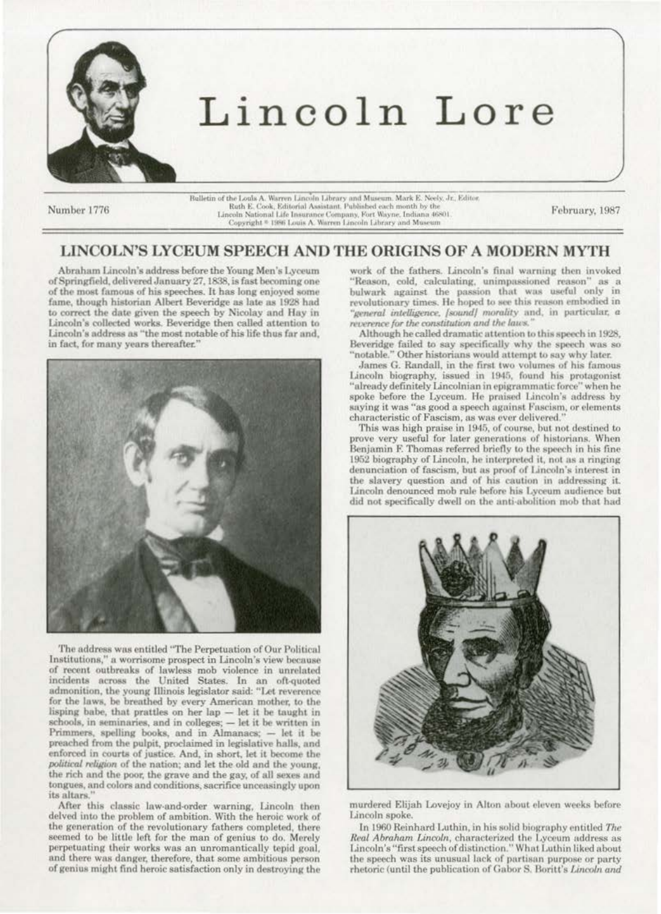# Lincoln Lore

Number 1776

Bulletin of the Louis A. Warren Lincoln Library and Museum. Mark E. Neely, Jr., Editor. Ruth E. Cook, Editorial Assistant. Published each month by the Lincoln National Life Insurance Company, Fort Wayne, Indiana 46801. Copyright © 1986 Louis A. Warren Lincoln Library and Museum

February, 1987

## LINCOLN'S LYCEUM SPEECH AND THE ORIGINS OF A MODERN MYTH

Abraham Lincoln's address before the Young Men's Lyceum of Springfield, delivered January 27, 1838, is fast becoming one of the most famous of his speeches. It has long enjoyed some fame, though historian Albert Beveridge as late as 1928 had to correct the date given the speech by Nicolay and Hay in Lincoln's collected works. Beveridge then called attention to Lincoln's address as "the most notable of his life thus far and, in fact, for many years thereafter."

The address was entitled "The Perpetuation of Our Political Institutions," a worrisome prospect in Lincoln's view because of recent outbreaks of lawless mob violence in unrelated incidents across the United States. In an oft-quoted admonition, the young Illinois legislator said: "Let reverence for the laws, be breathed by every American mother, to the lisping babe, that prattles on her lap — let it be taught in schools, in seminaries, and in colleges; — let it be written in Primmers, spelling books, and in Almanacs; — let it be preached from the pulpit, proclaimed in legislative halls, and enforced in courts of justice. And, in short, let it become the *political religion* of the nation; and let the old and the young, the rich and the poor, the grave and the gay, of all sexes and tongues, and colors and conditions, sacrifice unceasingly upon its altars."

After this classic law-and-order warning, Lincoln then delved into the problem of ambition. With the heroic work of the generation of the revolutionary fathers completed, there seemed to be little left for the man of genius to do. Merely perpetuating their works was an unromantically tepid goal, and there was danger, therefore, that some ambitious person of genius might find heroic satisfaction only in destroying the work of the fathers. Lincoln's final warning then invoked "Reason, cold, calculating, unimpassioned reason" as a bulwark against the passion that was useful only in revolutionary times. He hoped to see this reason embodied in *"general intelligence, [sound] morality* and, in particular, *a reverence for the constitution and the laws."*

Although he called dramatic attention to this speech in 1928, Beveridge failed to say specifically why the speech was so "notable." Other historians would attempt to say why later.

James G. Randall, in the first two volumes of his famous Lincoln biography, issued in 1945, found his protagonist "already definitely Lincolnian in epigrammatic force" when he spoke before the Lyceum. He praised Lincoln's address by saying it was "as good a speech against Fascism, or elements characteristic of Fascism, as was ever delivered."

This was high praise in 1945, of course, but not destined to prove very useful for later generations of historians. When Benjamin F. Thomas referred briefly to the speech in his fine 1952 biography of Lincoln, he interpreted it, not as a ringing denunciation of fascism, but as proof of Lincoln's interest in the slavery question and of his caution in addressing it. Lincoln denounced mob rule before his Lyceum audience but did not specifically dwell on the anti-abolition mob that had murdered Elijah Lovejoy in Alton about eleven weeks before Lincoln spoke.

In 1960 Reinhard Luthin, in his solid biography entitled *The Real Abraham Lincoln*, characterized the Lyceum address as Lincoln's "first speech of distinction." What Luthin liked about the speech was its unusual lack of partisan purpose or party rhetoric (until the publication of Gabor S. Boritt's *Lincoln and*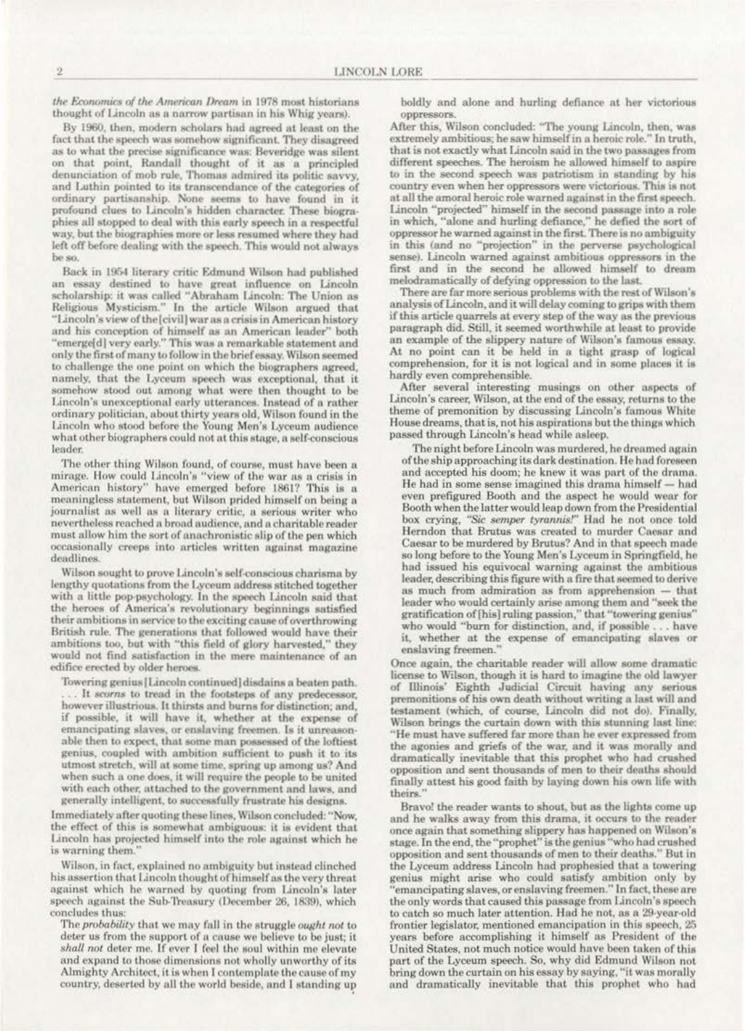*the Economics of the American Dream* in 1978 most historians thought of Lincoln as a narrow partisan in his Whig years).

By 1960, then, modern scholars had agreed at least on the fact that the speech was somehow significant. They disagreed as to what the precise significance was: Beveridge was silent on that point, Randall thought of it as a principled denunciation of mob rule, Thomas admired its politic savvy, and Luthin pointed to its transcendance of the categories of ordinary partisanship. None seems to have found in it profound clues to Lincoln's hidden character. These biographies all stopped to deal with this early speech in a respectful way, but the biographies more or less resumed where they had left off before dealing with the speech. This would not always be so.

Back in 1954 literary critic Edmund Wilson had published an essay destined to have great influence on Lincoln scholarship: it was called "Abraham Lincoln: The Union as Religious Mysticism." In the article Wilson argued that "Lincoln's view of the [civil] war as a crisis in American history and his conception of himself as an American leader" both "emerge[d] very early." This was a remarkable statement and only the first of many to follow in the brief essay. Wilson seemed to challenge the one point on which the biographers agreed, namely, that the Lyceum speech was exceptional, that it somehow stood out among what were then thought to be Lincoln's unexceptional early utterances. Instead of a rather ordinary politician, about thirty years old, Wilson found in the Lincoln who stood before the Young Men's Lyceum audience what other biographers could not at this stage, a self-conscious leader.

The other thing Wilson found, of course, must have been a mirage. How could Lincoln's "view of the war as a crisis in American history" have emerged before 1861? This is a meaningless statement, but Wilson prided himself on being a journalist as well as a literary critic, a serious writer who nevertheless reached a broad audience, and a charitable reader must allow him the sort of anachronistic slip of the pen which occasionally creeps into articles written against magazine deadlines.

Wilson sought to prove Lincoln's self-conscious charisma by lengthy quotations from the Lyceum address stitched together with a little pop-psychology. In the speech Lincoln said that the heroes of America's revolutionary beginnings satisfied their ambitions in service to the exciting cause of overthrowing British rule. The generations that followed would have their ambitions too, but with "this field of glory harvested," they would not find satisfaction in the mere maintenance of an edifice erected by older heroes.

> Towering genius [Lincoln continued] disdains a beaten path. . . . It *scorns* to tread in the footsteps of any predecessor, however illustrious. It thirsts and burns for distinction; and, if possible, it will have it, whether at the expense of emancipating slaves, or enslaving freemen. Is it unreasonable then to expect, that some man possessed of the loftiest genius, coupled with ambition sufficient to push it to its utmost stretch, will at some time, spring up among us? And when such a one does, it will require the people to be united with each other, attached to the government and laws, and generally intelligent, to successfully frustrate his designs.

Immediately after quoting these lines, Wilson concluded: "Now, the effect of this is somewhat ambiguous: it is evident that Lincoln has projected himself into the role against which he is warning them."

Wilson, in fact, explained no ambiguity but instead clinched his assertion that Lincoln thought of himself as the very threat against which he warned by quoting from Lincoln's later speech against the Sub-Treasury (December 26, 1839), which concludes thus:

> The *probability* that we may fall in the struggle *ought not* to deter us from the support of a cause we believe to be just; it *shall not* deter me. If ever I feel the soul within me elevate and expand to those dimensions not wholly unworthy of its Almighty Architect, it is when I contemplate the cause of my country, deserted by all the world beside, and I standing up boldly and alone and hurling defiance at her victorious oppressors.

After this, Wilson concluded: "The young Lincoln, then, was extremely ambitious; he saw himself in a heroic role." In truth, that is not exactly what Lincoln said in the two passages from different speeches. The heroism he allowed himself to aspire to in the second speech was patriotism in standing by his country even when her oppressors were victorious. This is not at all the amoral heroic role warned against in the first speech. Lincoln "projected" himself in the second passage into a role in which, "alone and hurling defiance," he defied the sort of oppressor he warned against in the first. There is no ambiguity in this (and no "projection" in the perverse psychological sense). Lincoln warned against ambitious oppressors in the first and in the second he allowed himself to dream melodramatically of defying oppression to the last.

There are far more serious problems with the rest of Wilson's analysis of Lincoln, and it will delay coming to grips with them if this article quarrels at every step of the way as the previous paragraph did. Still, it seemed worthwhile at least to provide an example of the slippery nature of Wilson's famous essay. At no point can it be held in a tight grasp of logical comprehension, for it is not logical and in some places it is hardly even comprehensible.

After several interesting musings on other aspects of Lincoln's career, Wilson, at the end of the essay, returns to the theme of premonition by discussing Lincoln's famous White House dreams, that is, not his aspirations but the things which passed through Lincoln's head while asleep.

> The night before Lincoln was murdered, he dreamed again of the ship approaching its dark destination. He had foreseen and accepted his doom; he knew it was part of the drama. He had in some sense imagined this drama himself — had even prefigured Booth and the aspect he would wear for Booth when the latter would leap down from the Presidential box crying, *"Sic semper tyrannis!"* Had he not once told Herndon that Brutus was created to murder Caesar and Caesar to be murdered by Brutus? And in that speech made so long before to the Young Men's Lyceum in Springfield, he had issued his equivocal warning against the ambitious leader, describing this figure with a fire that seemed to derive as much from admiration as from apprehension — that leader who would certainly arise among them and "seek the gratification of [his] ruling passion," that "towering genius" who would "burn for distinction, and, if possible . . . have it, whether at the expense of emancipating slaves or enslaving freemen."

Once again, the charitable reader will allow some dramatic license to Wilson, though it is hard to imagine the old lawyer of Illinois' Eighth Judicial Circuit having any serious premonitions of his own death without writing a last will and testament (which, of course, Lincoln did not do). Finally, Wilson brings the curtain down with this stunning last line: "He must have suffered far more than he ever expressed from the agonies and griefs of the war, and it was morally and dramatically inevitable that this prophet who had crushed opposition and sent thousands of men to their deaths should finally attest his good faith by laying down his own life with theirs."

Bravo! the reader wants to shout, but as the lights come up and he walks away from this drama, it occurs to the reader once again that something slippery has happened on Wilson's stage. In the end, the "prophet" is the genius "who had crushed opposition and sent thousands of men to their deaths." But in the Lyceum address Lincoln had prophesied that a towering genius might arise who could satisfy ambition only by "emancipating slaves, or enslaving freemen." In fact, these are the only words that caused this passage from Lincoln's speech to catch so much later attention. Had he not, as a 29-year-old frontier legislator, mentioned emancipation in this speech, 25 years before accomplishing it himself as President of the United States, not much notice would have been taken of this part of the Lyceum speech. So, why did Edmund Wilson not bring down the curtain on his essay by saying, "it was morally and dramatically inevitable that this prophet who had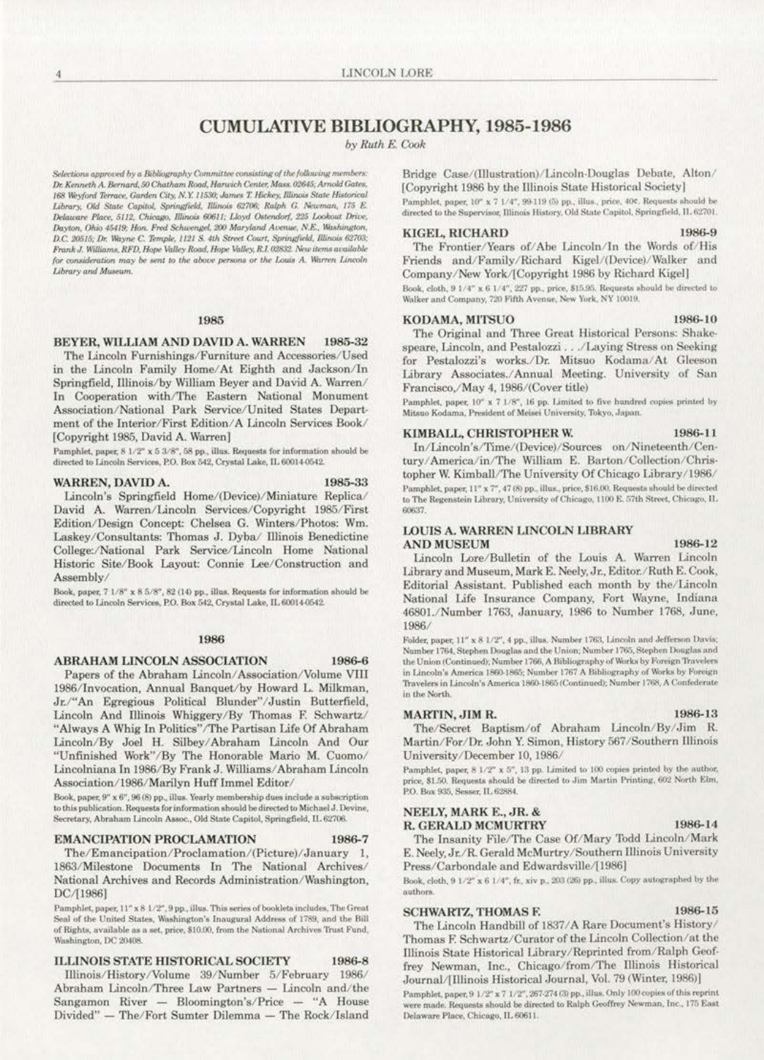# CUMULATIVE BIBLIOGRAPHY, 1985-1986

*by Ruth E. Cook*

*Selections approved by a Bibliography Committee consisting of the following members: Dr. Kenneth A. Bernard, 50 Chatham Road, Harwich Center, Mass. 02645; Arnold Gates, 168 Weyford Terrace, Garden City, N.Y. 11530; James T. Hickey, Illinois State Historical Library, Old State Capitol, Springfield, Illinois 62706; Ralph G. Newman, 175 E. Delaware Place, 5112, Chicago, Illinois 60611; Lloyd Ostendorf, 225 Lookout Drive, Dayton, Ohio 45419; Hon. Fred Schwengel, 200 Maryland Avenue, N.E., Washington, D.C. 20515; Dr. Wayne C. Temple, 1121 S. 4th Street Court, Springfield, Illinois 62703; Frank J. Williams, RFD, Hope Valley Road, Hope Valley, R.I. 02832. New items available for consideration may be sent to the above persons or the Louis A. Warren Lincoln Library and Museum.*

## 1985

**BEYER, WILLIAM AND DAVID A. WARREN** **1985-32**

The Lincoln Furnishings/Furniture and Accessories/Used in the Lincoln Family Home/At Eighth and Jackson/In Springfield, Illinois/by William Beyer and David A. Warren/ In Cooperation with/The Eastern National Monument Association/National Park Service/United States Department of the Interior/First Edition/A Lincoln Services Book/ [Copyright 1985, David A. Warren]

Pamphlet, paper, 8 1/2" x 5 3/8", 58 pp., illus. Requests for information should be directed to Lincoln Services, P.O. Box 542, Crystal Lake, IL 60014-0542.

**WARREN, DAVID A.** **1985-33**

Lincoln's Springfield Home/(Device)/Miniature Replica/ David A. Warren/Lincoln Services/Copyright 1985/First Edition/Design Concept: Chelsea G. Winters/Photos: Wm. Laskey/Consultants: Thomas J. Dyba/ Illinois Benedictine College:/National Park Service/Lincoln Home National Historic Site/Book Layout: Connie Lee/Construction and Assembly/

Book, paper, 7 1/8" x 8 5/8", 82 (14) pp., illus. Requests for information should be directed to Lincoln Services, P.O. Box 542, Crystal Lake, IL 60014-0542.

## 1986

**ABRAHAM LINCOLN ASSOCIATION** **1986-6**

Papers of the Abraham Lincoln/Association/Volume VIII 1986/Invocation, Annual Banquet/by Howard L. Milkman, Jr./"An Egregious Political Blunder"/Justin Butterfield, Lincoln And Illinois Whiggery/By Thomas F. Schwartz/ "Always A Whig In Politics"/The Partisan Life Of Abraham Lincoln/By Joel H. Silbey/Abraham Lincoln And Our "Unfinished Work"/By The Honorable Mario M. Cuomo/ Lincolniana In 1986/By Frank J. Williams/Abraham Lincoln Association/1986/Marilyn Huff Immel Editor/

Book, paper, 9" x 6", 96 (8) pp., illus. Yearly membership dues include a subscription to this publication. Requests for information should be directed to Michael J. Devine, Secretary, Abraham Lincoln Assoc., Old State Capitol, Springfield, IL 62706.

**EMANCIPATION PROCLAMATION** **1986-7**

The/Emancipation/Proclamation/(Picture)/January 1, 1863/Milestone Documents In The National Archives/ National Archives and Records Administration/Washington, DC/[1986]

Pamphlet, paper, 11" x 8 1/2", 9 pp., illus. This series of booklets includes, The Great Seal of the United States, Washington's Inaugural Address of 1789, and the Bill of Rights, available as a set, price, $10.00, from the National Archives Trust Fund, Washington, DC 20408.

**ILLINOIS STATE HISTORICAL SOCIETY** **1986-8**

Illinois/History/Volume 39/Number 5/February 1986/ Abraham Lincoln/Three Law Partners — Lincoln and/the Sangamon River — Bloomington's/Price — "A House Divided" — The/Fort Sumter Dilemma — The Rock/Island Bridge Case/(Illustration)/Lincoln-Douglas Debate, Alton/ [Copyright 1986 by the Illinois State Historical Society]

Pamphlet, paper, 10" x 7 1/4", 99-119 (5) pp., illus., price, 40¢. Requests should be directed to the Supervisor, Illinois History, Old State Capitol, Springfield, IL 62701.

**KIGEL, RICHARD** **1986-9**

The Frontier/Years of/Abe Lincoln/In the Words of/His Friends and/Family/Richard Kigel/(Device)/Walker and Company/New York/[Copyright 1986 by Richard Kigel]

Book, cloth, 9 1/4" x 6 1/4", 227 pp., price, $15.95. Requests should be directed to Walker and Company, 720 Fifth Avenue, New York, NY 10019.

**KODAMA, MITSUO** **1986-10**

The Original and Three Great Historical Persons: Shakespeare, Lincoln, and Pestalozzi . . ./Laying Stress on Seeking for Pestalozzi's works./Dr. Mitsuo Kodama/At Gleeson Library Associates./Annual Meeting. University of San Francisco,/May 4, 1986/(Cover title)

Pamphlet, paper, 10" x 7 1/8", 16 pp. Limited to five hundred copies printed by Mitsuo Kodama, President of Meisei University, Tokyo, Japan.

**KIMBALL, CHRISTOPHER W.** **1986-11**

In/Lincoln's/Time/(Device)/Sources on/Nineteenth/Century/America/in/The William E. Barton/Collection/Christopher W. Kimball/The University Of Chicago Library/1986/

Pamphlet, paper, 11" x 7", 47 (8) pp., illus., price, $16.00. Requests should be directed to The Regenstein Library, University of Chicago, 1100 E. 57th Street, Chicago, IL 60637.

**LOUIS A. WARREN LINCOLN LIBRARY AND MUSEUM** **1986-12**

Lincoln Lore/Bulletin of the Louis A. Warren Lincoln Library and Museum, Mark E. Neely, Jr., Editor./Ruth E. Cook, Editorial Assistant. Published each month by the/Lincoln National Life Insurance Company, Fort Wayne, Indiana 46801./Number 1763, January, 1986 to Number 1768, June, 1986/

Folder, paper, 11" x 8 1/2", 4 pp., illus. Number 1763, Lincoln and Jefferson Davis; Number 1764, Stephen Douglas and the Union; Number 1765, Stephen Douglas and the Union (Continued); Number 1766, A Bibliography of Works by Foreign Travelers in Lincoln's America 1860-1865; Number 1767 A Bibliography of Works by Foreign Travelers in Lincoln's America 1860-1865 (Continued); Number 1768, A Confederate in the North.

**MARTIN, JIM R.** **1986-13**

The/Secret Baptism/of Abraham Lincoln/By/Jim R. Martin/For/Dr. John Y. Simon, History 567/Southern Illinois University/December 10, 1986/

Pamphlet, paper, 8 1/2" x 5", 13 pp. Limited to 100 copies printed by the author, price, $1.50. Requests should be directed to Jim Martin Printing, 602 North Elm, P.O. Box 935, Sesser, IL 62884.

**NEELY, MARK E., JR. & R. GERALD MCMURTRY** **1986-14**

The Insanity File/The Case Of/Mary Todd Lincoln/Mark E. Neely, Jr./R. Gerald McMurtry/Southern Illinois University Press/Carbondale and Edwardsville/[1986]

Book, cloth, 9 1/2" x 6 1/4", fr., xiv p., 203 (26) pp., illus. Copy autographed by the authors.

**SCHWARTZ, THOMAS F.** **1986-15**

The Lincoln Handbill of 1837/A Rare Document's History/ Thomas F. Schwartz/Curator of the Lincoln Collection/at the Illinois State Historical Library/Reprinted from/Ralph Geoffrey Newman, Inc., Chicago/from/The Illinois Historical Journal/[Illinois Historical Journal, Vol. 79 (Winter, 1986)]

Pamphlet, paper, 9 1/2" x 7 1/2", 267-274 (3) pp., illus. Only 100 copies of this reprint were made. Requests should be directed to Ralph Geoffrey Newman, Inc., 175 East Delaware Place, Chicago, IL 60611.